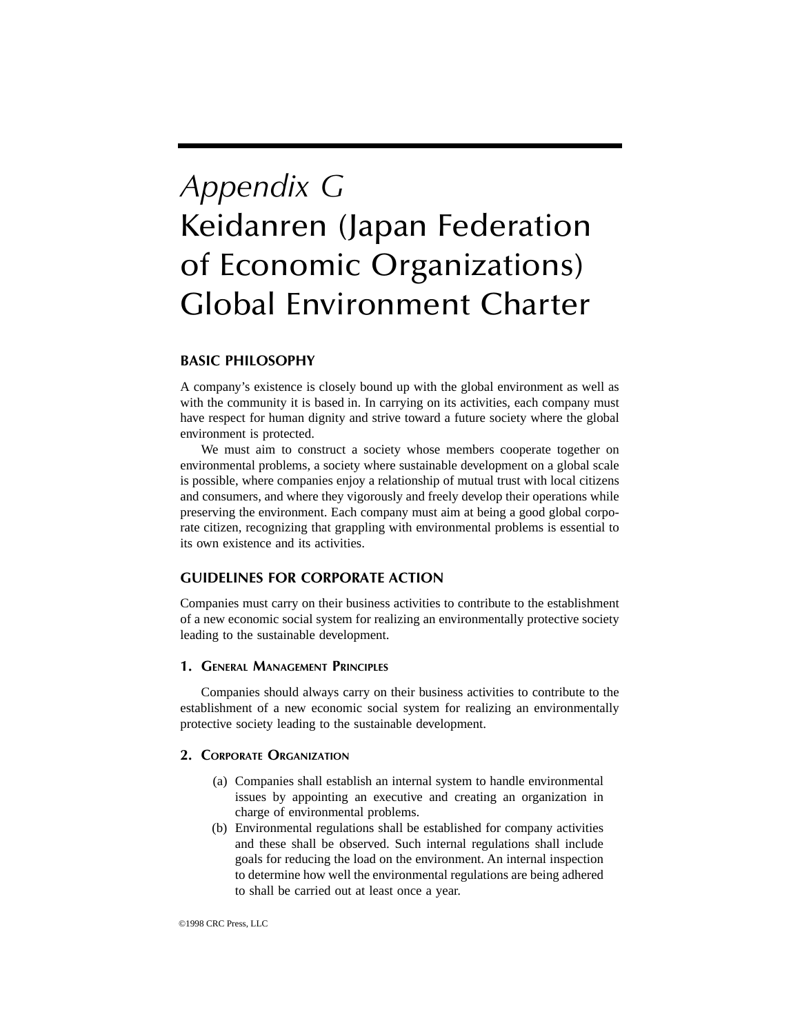# *Appendix G*
# Keidanren (Japan Federation of Economic Organizations) Global Environment Charter

## BASIC PHILOSOPHY

A company's existence is closely bound up with the global environment as well as with the community it is based in. In carrying on its activities, each company must have respect for human dignity and strive toward a future society where the global environment is protected.

We must aim to construct a society whose members cooperate together on environmental problems, a society where sustainable development on a global scale is possible, where companies enjoy a relationship of mutual trust with local citizens and consumers, and where they vigorously and freely develop their operations while preserving the environment. Each company must aim at being a good global corporate citizen, recognizing that grappling with environmental problems is essential to its own existence and its activities.

## GUIDELINES FOR CORPORATE ACTION

Companies must carry on their business activities to contribute to the establishment of a new economic social system for realizing an environmentally protective society leading to the sustainable development.

### 1. General Management Principles

Companies should always carry on their business activities to contribute to the establishment of a new economic social system for realizing an environmentally protective society leading to the sustainable development.

### 2. Corporate Organization

(a) Companies shall establish an internal system to handle environmental issues by appointing an executive and creating an organization in charge of environmental problems.

(b) Environmental regulations shall be established for company activities and these shall be observed. Such internal regulations shall include goals for reducing the load on the environment. An internal inspection to determine how well the environmental regulations are being adhered to shall be carried out at least once a year.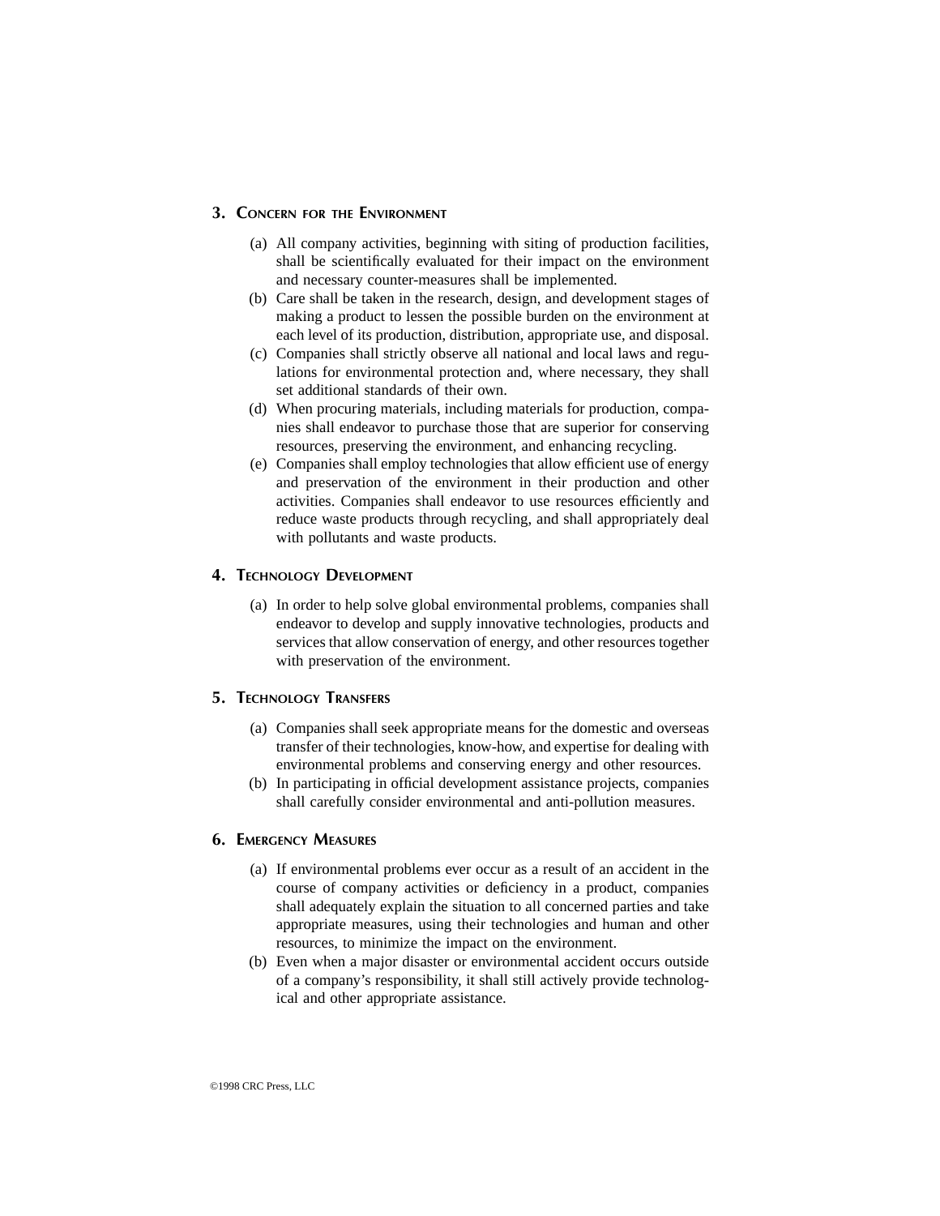## 3. Concern for the Environment

(a) All company activities, beginning with siting of production facilities, shall be scientifically evaluated for their impact on the environment and necessary counter-measures shall be implemented.

(b) Care shall be taken in the research, design, and development stages of making a product to lessen the possible burden on the environment at each level of its production, distribution, appropriate use, and disposal.

(c) Companies shall strictly observe all national and local laws and regulations for environmental protection and, where necessary, they shall set additional standards of their own.

(d) When procuring materials, including materials for production, companies shall endeavor to purchase those that are superior for conserving resources, preserving the environment, and enhancing recycling.

(e) Companies shall employ technologies that allow efficient use of energy and preservation of the environment in their production and other activities. Companies shall endeavor to use resources efficiently and reduce waste products through recycling, and shall appropriately deal with pollutants and waste products.

## 4. Technology Development

(a) In order to help solve global environmental problems, companies shall endeavor to develop and supply innovative technologies, products and services that allow conservation of energy, and other resources together with preservation of the environment.

## 5. Technology Transfers

(a) Companies shall seek appropriate means for the domestic and overseas transfer of their technologies, know-how, and expertise for dealing with environmental problems and conserving energy and other resources.

(b) In participating in official development assistance projects, companies shall carefully consider environmental and anti-pollution measures.

## 6. Emergency Measures

(a) If environmental problems ever occur as a result of an accident in the course of company activities or deficiency in a product, companies shall adequately explain the situation to all concerned parties and take appropriate measures, using their technologies and human and other resources, to minimize the impact on the environment.

(b) Even when a major disaster or environmental accident occurs outside of a company's responsibility, it shall still actively provide technological and other appropriate assistance.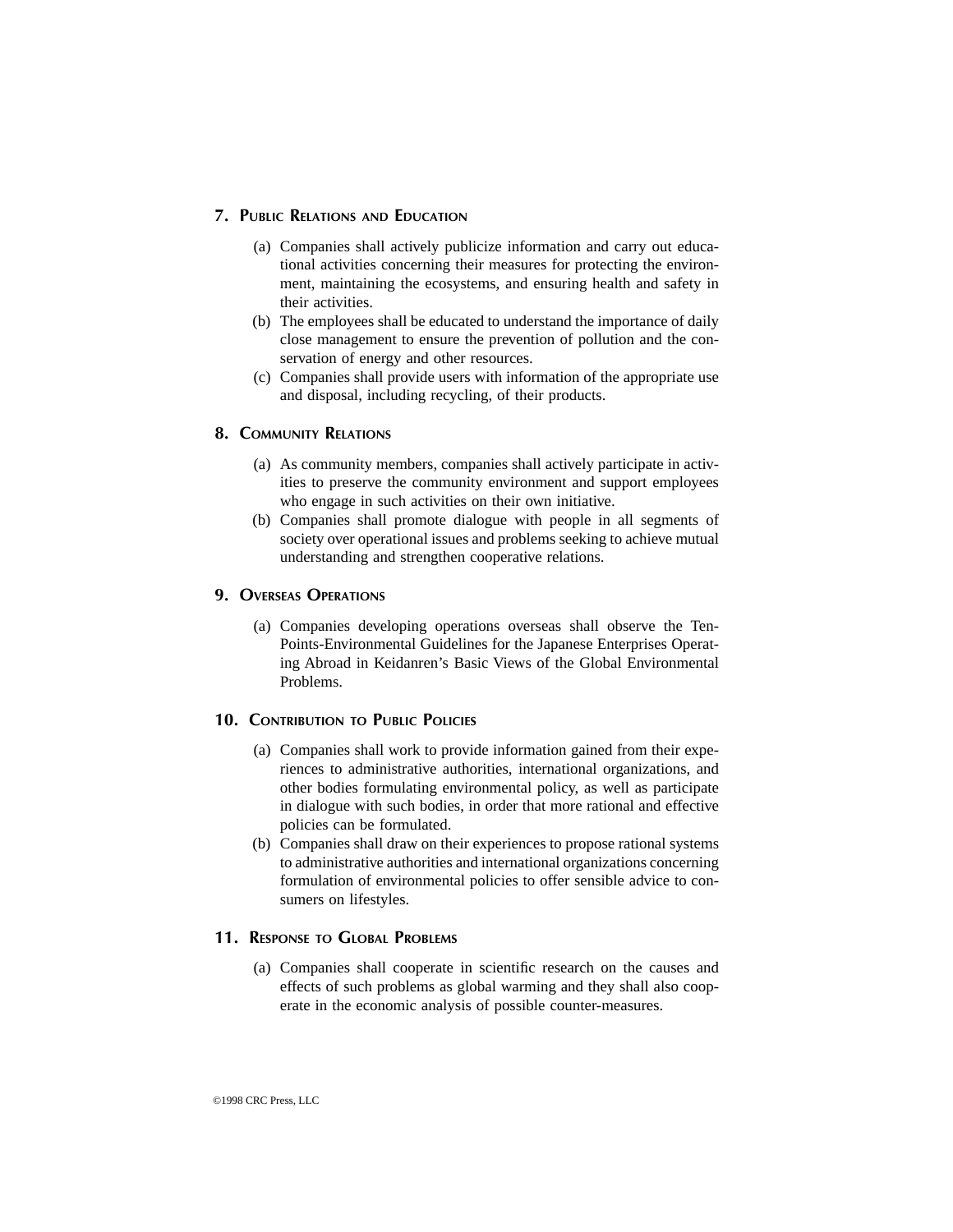## 7. Public Relations and Education

(a) Companies shall actively publicize information and carry out educational activities concerning their measures for protecting the environment, maintaining the ecosystems, and ensuring health and safety in their activities.
(b) The employees shall be educated to understand the importance of daily close management to ensure the prevention of pollution and the conservation of energy and other resources.
(c) Companies shall provide users with information of the appropriate use and disposal, including recycling, of their products.

## 8. Community Relations

(a) As community members, companies shall actively participate in activities to preserve the community environment and support employees who engage in such activities on their own initiative.
(b) Companies shall promote dialogue with people in all segments of society over operational issues and problems seeking to achieve mutual understanding and strengthen cooperative relations.

## 9. Overseas Operations

(a) Companies developing operations overseas shall observe the Ten-Points-Environmental Guidelines for the Japanese Enterprises Operating Abroad in Keidanren's Basic Views of the Global Environmental Problems.

## 10. Contribution to Public Policies

(a) Companies shall work to provide information gained from their experiences to administrative authorities, international organizations, and other bodies formulating environmental policy, as well as participate in dialogue with such bodies, in order that more rational and effective policies can be formulated.
(b) Companies shall draw on their experiences to propose rational systems to administrative authorities and international organizations concerning formulation of environmental policies to offer sensible advice to consumers on lifestyles.

## 11. Response to Global Problems

(a) Companies shall cooperate in scientific research on the causes and effects of such problems as global warming and they shall also cooperate in the economic analysis of possible counter-measures.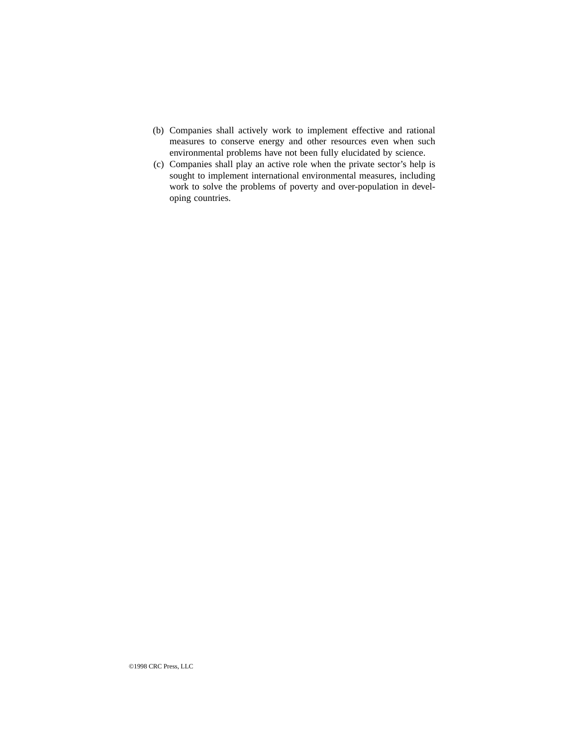(b) Companies shall actively work to implement effective and rational measures to conserve energy and other resources even when such environmental problems have not been fully elucidated by science.

(c) Companies shall play an active role when the private sector's help is sought to implement international environmental measures, including work to solve the problems of poverty and over-population in developing countries.